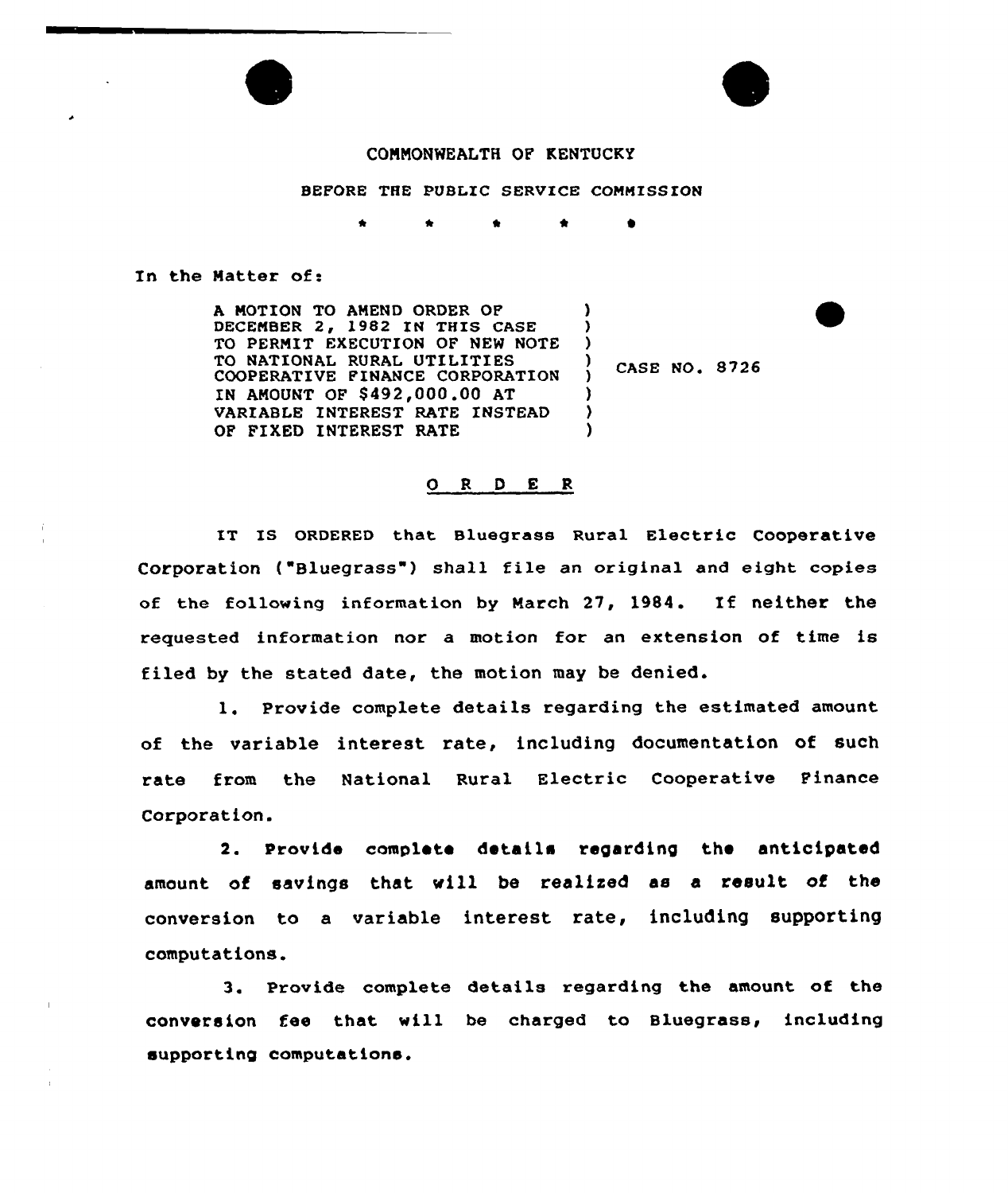COMMONWEALTH OF KENTUCKY

BEFORE THE PUBLIC SERVICE COMMISSION

\* \* \* \* \*

In the Matter of:

| | | |
|---|---|---|
| A MOTION TO AMEND ORDER OF DECEMBER 2, 1982 IN THIS CASE TO PERMIT EXECUTION OF NEW NOTE TO NATIONAL RURAL UTILITIES COOPERATIVE FINANCE CORPORATION IN AMOUNT OF $492,000.00 AT VARIABLE INTEREST RATE INSTEAD OF FIXED INTEREST RATE | ) | CASE NO. 8726 |

## O R D E R

IT IS ORDERED that Bluegrass Rural Electric Cooperative Corporation ("Bluegrass") shall file an original and eight copies of the following information by March 27, 1984. If neither the requested information nor a motion for an extension of time is filed by the stated date, the motion may be denied.

1. Provide complete details regarding the estimated amount of the variable interest rate, including documentation of such rate from the National Rural Electric Cooperative Finance Corporation.

2. Provide complete details regarding the anticipated amount of savings that will be realized as a result of the conversion to a variable interest rate, including supporting computations.

3. Provide complete details regarding the amount of the conversion fee that will be charged to Bluegrass, including supporting computations.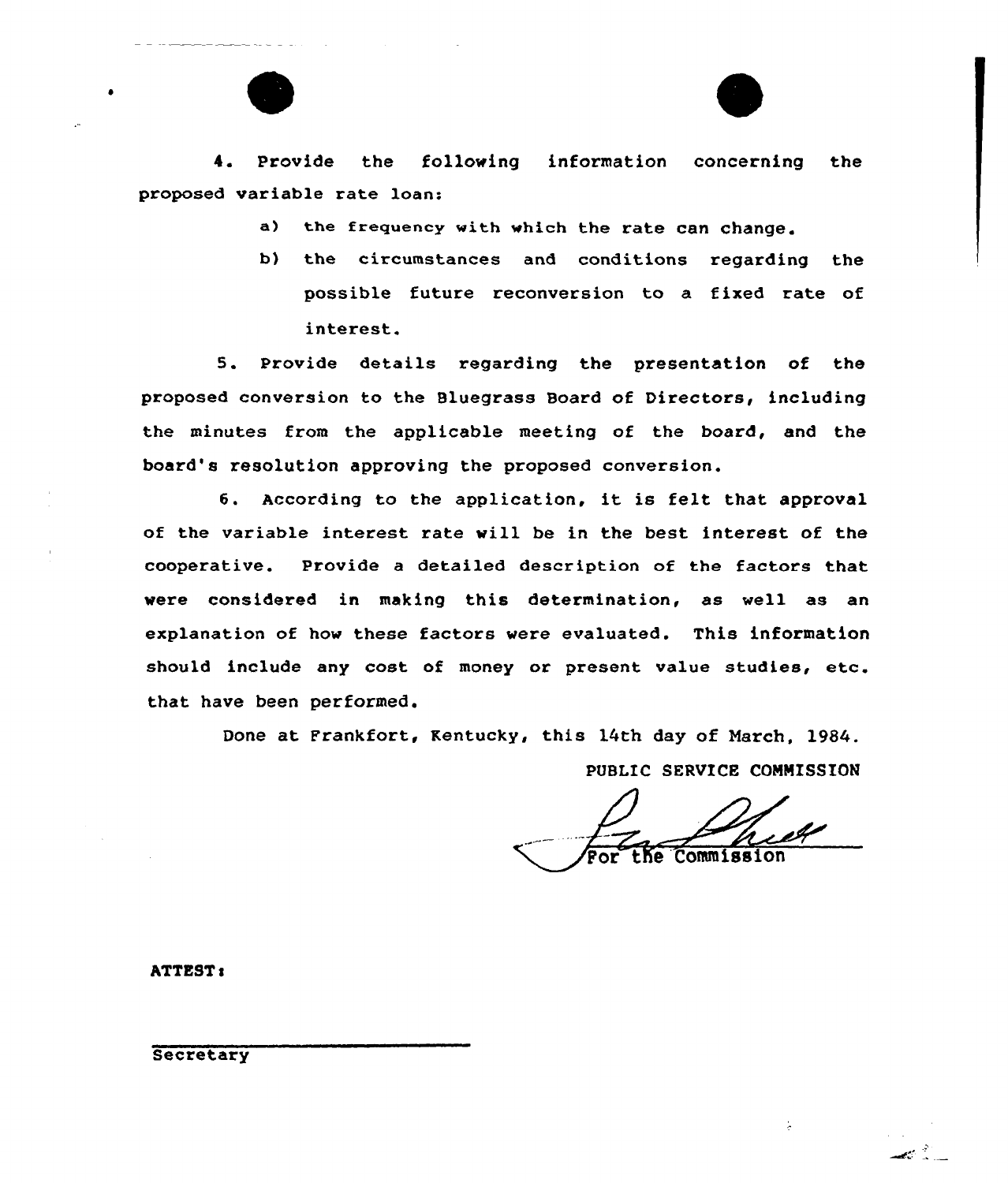4. Provide the following information concerning the proposed variable rate loan:

   a) the frequency with which the rate can change.

   b) the circumstances and conditions regarding the possible future reconversion to a fixed rate of interest.

5. Provide details regarding the presentation of the proposed conversion to the Bluegrass Board of Directors, including the minutes from the applicable meeting of the board, and the board's resolution approving the proposed conversion.

6. According to the application, it is felt that approval of the variable interest rate will be in the best interest of the cooperative. Provide a detailed description of the factors that were considered in making this determination, as well as an explanation of how these factors were evaluated. This information should include any cost of money or present value studies, etc. that have been performed.

Done at Frankfort, Kentucky, this 14th day of March, 1984.

PUBLIC SERVICE COMMISSION

For the Commission

ATTEST:

Secretary